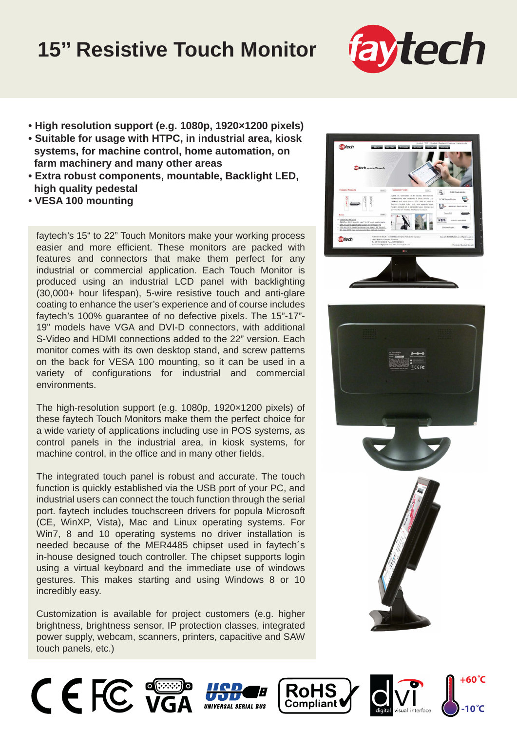# 15" Resistive Touch Monitor

- **High resolution support (e.g. 1080p, 1920×1200 pixels)**
- **Suitable for usage with HTPC, in industrial area, kiosk systems, for machine control, home automation, on farm machinery and many other areas**
- **Extra robust components, mountable, Backlight LED, high quality pedestal**
- **VESA 100 mounting**

faytech's 15" to 22" Touch Monitors make your working process easier and more efficient. These monitors are packed with features and connectors that make them perfect for any industrial or commercial application. Each Touch Monitor is produced using an industrial LCD panel with backlighting (30,000+ hour lifespan), 5-wire resistive touch and anti-glare coating to enhance the user's experience and of course includes faytech's 100% guarantee of no defective pixels. The 15"-17"-19" models have VGA and DVI-D connectors, with additional S-Video and HDMI connections added to the 22" version. Each monitor comes with its own desktop stand, and screw patterns on the back for VESA 100 mounting, so it can be used in a variety of configurations for industrial and commercial environments.

The high-resolution support (e.g. 1080p, 1920×1200 pixels) of these faytech Touch Monitors make them the perfect choice for a wide variety of applications including use in POS systems, as control panels in the industrial area, in kiosk systems, for machine control, in the office and in many other fields.

The integrated touch panel is robust and accurate. The touch function is quickly established via the USB port of your PC, and industrial users can connect the touch function through the serial port. faytech includes touchscreen drivers for popula Microsoft (CE, WinXP, Vista), Mac and Linux operating systems. For Win7, 8 and 10 operating systems no driver installation is needed because of the MER4485 chipset used in faytech´s in-house designed touch controller. The chipset supports login using a virtual keyboard and the immediate use of windows gestures. This makes starting and using Windows 8 or 10 incredibly easy.

Customization is available for project customers (e.g. higher brightness, brightness sensor, IP protection classes, integrated power supply, webcam, scanners, printers, capacitive and SAW touch panels, etc.)

+60°C / -10°C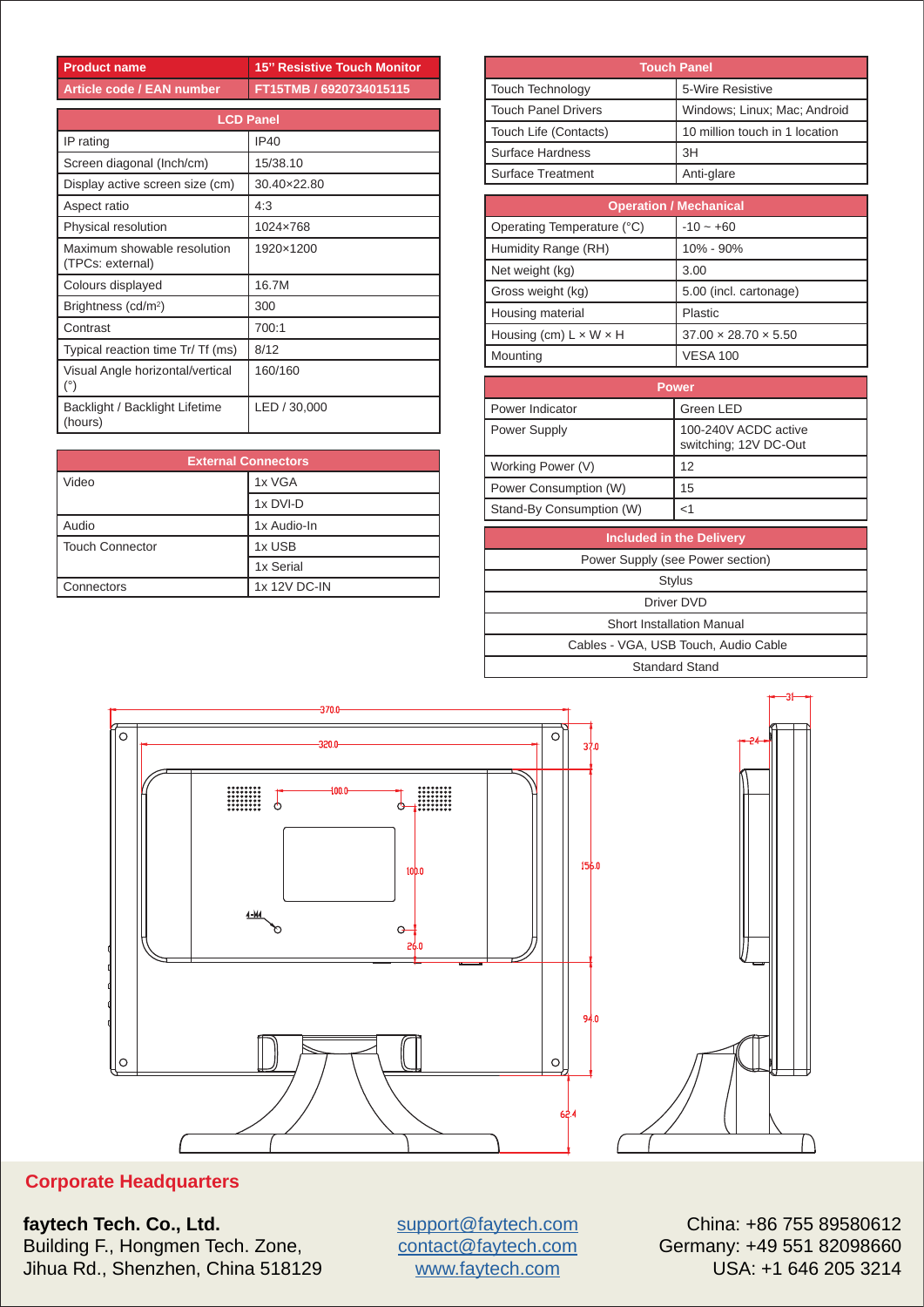| Product name | 15" Resistive Touch Monitor |
|---|---|
| Article code / EAN number | FT15TMB / 6920734015115 |

| LCD Panel | |
|---|---|
| IP rating | IP40 |
| Screen diagonal (Inch/cm) | 15/38.10 |
| Display active screen size (cm) | 30.40×22.80 |
| Aspect ratio | 4:3 |
| Physical resolution | 1024×768 |
| Maximum showable resolution (TPCs: external) | 1920×1200 |
| Colours displayed | 16.7M |
| Brightness (cd/m²) | 300 |
| Contrast | 700:1 |
| Typical reaction time Tr/ Tf (ms) | 8/12 |
| Visual Angle horizontal/vertical (°) | 160/160 |
| Backlight / Backlight Lifetime (hours) | LED / 30,000 |

| External Connectors | |
|---|---|
| Video | 1x VGA |
| | 1x DVI-D |
| Audio | 1x Audio-In |
| Touch Connector | 1x USB |
| | 1x Serial |
| Connectors | 1x 12V DC-IN |

| Touch Panel | |
|---|---|
| Touch Technology | 5-Wire Resistive |
| Touch Panel Drivers | Windows; Linux; Mac; Android |
| Touch Life (Contacts) | 10 million touch in 1 location |
| Surface Hardness | 3H |
| Surface Treatment | Anti-glare |

| Operation / Mechanical | |
|---|---|
| Operating Temperature (°C) | -10 ~ +60 |
| Humidity Range (RH) | 10% - 90% |
| Net weight (kg) | 3.00 |
| Gross weight (kg) | 5.00 (incl. cartonage) |
| Housing material | Plastic |
| Housing (cm) L × W × H | 37.00 × 28.70 × 5.50 |
| Mounting | VESA 100 |

| Power | |
|---|---|
| Power Indicator | Green LED |
| Power Supply | 100-240V ACDC active switching; 12V DC-Out |
| Working Power (V) | 12 |
| Power Consumption (W) | 15 |
| Stand-By Consumption (W) | <1 |

| Included in the Delivery |
|---|
| Power Supply (see Power section) |
| Stylus |
| Driver DVD |
| Short Installation Manual |
| Cables - VGA, USB Touch, Audio Cable |
| Standard Stand |

370.0
320.0
100.0
100.0
26.0
37.0
156.0
94.0
62.4
31
24

## Corporate Headquarters

**faytech Tech. Co., Ltd.**
Building F., Hongmen Tech. Zone,
Jihua Rd., Shenzhen, China 518129

support@faytech.com
contact@faytech.com
www.faytech.com

China: +86 755 89580612
Germany: +49 551 82098660
USA: +1 646 205 3214